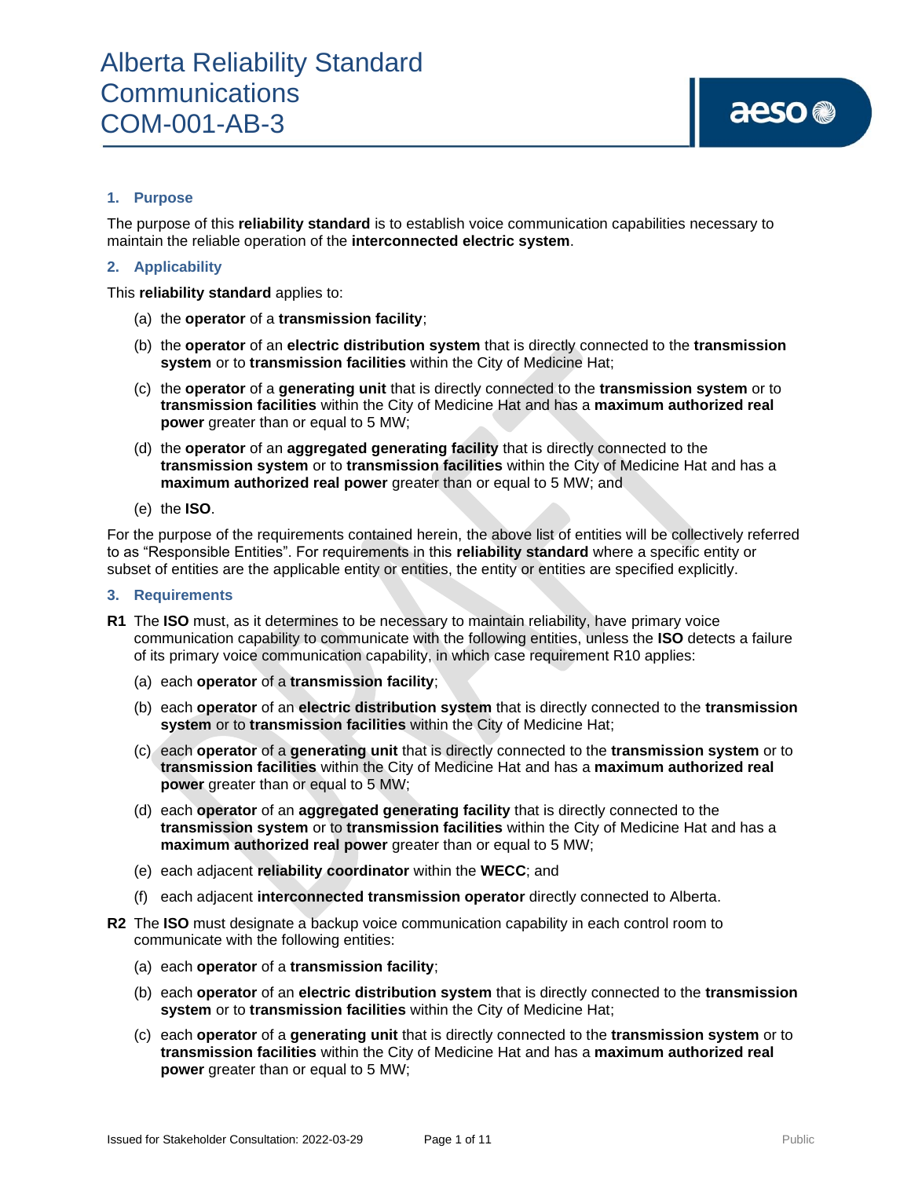# Alberta Reliability Standard
# Communications
# COM-001-AB-3

## 1. Purpose

The purpose of this **reliability standard** is to establish voice communication capabilities necessary to maintain the reliable operation of the **interconnected electric system**.

## 2. Applicability

This **reliability standard** applies to:

(a) the **operator** of a **transmission facility**;

(b) the **operator** of an **electric distribution system** that is directly connected to the **transmission system** or to **transmission facilities** within the City of Medicine Hat;

(c) the **operator** of a **generating unit** that is directly connected to the **transmission system** or to **transmission facilities** within the City of Medicine Hat and has a **maximum authorized real power** greater than or equal to 5 MW;

(d) the **operator** of an **aggregated generating facility** that is directly connected to the **transmission system** or to **transmission facilities** within the City of Medicine Hat and has a **maximum authorized real power** greater than or equal to 5 MW; and

(e) the **ISO**.

For the purpose of the requirements contained herein, the above list of entities will be collectively referred to as "Responsible Entities". For requirements in this **reliability standard** where a specific entity or subset of entities are the applicable entity or entities, the entity or entities are specified explicitly.

## 3. Requirements

**R1** The **ISO** must, as it determines to be necessary to maintain reliability, have primary voice communication capability to communicate with the following entities, unless the **ISO** detects a failure of its primary voice communication capability, in which case requirement R10 applies:

(a) each **operator** of a **transmission facility**;

(b) each **operator** of an **electric distribution system** that is directly connected to the **transmission system** or to **transmission facilities** within the City of Medicine Hat;

(c) each **operator** of a **generating unit** that is directly connected to the **transmission system** or to **transmission facilities** within the City of Medicine Hat and has a **maximum authorized real power** greater than or equal to 5 MW;

(d) each **operator** of an **aggregated generating facility** that is directly connected to the **transmission system** or to **transmission facilities** within the City of Medicine Hat and has a **maximum authorized real power** greater than or equal to 5 MW;

(e) each adjacent **reliability coordinator** within the **WECC**; and

(f) each adjacent **interconnected transmission operator** directly connected to Alberta.

**R2** The **ISO** must designate a backup voice communication capability in each control room to communicate with the following entities:

(a) each **operator** of a **transmission facility**;

(b) each **operator** of an **electric distribution system** that is directly connected to the **transmission system** or to **transmission facilities** within the City of Medicine Hat;

(c) each **operator** of a **generating unit** that is directly connected to the **transmission system** or to **transmission facilities** within the City of Medicine Hat and has a **maximum authorized real power** greater than or equal to 5 MW;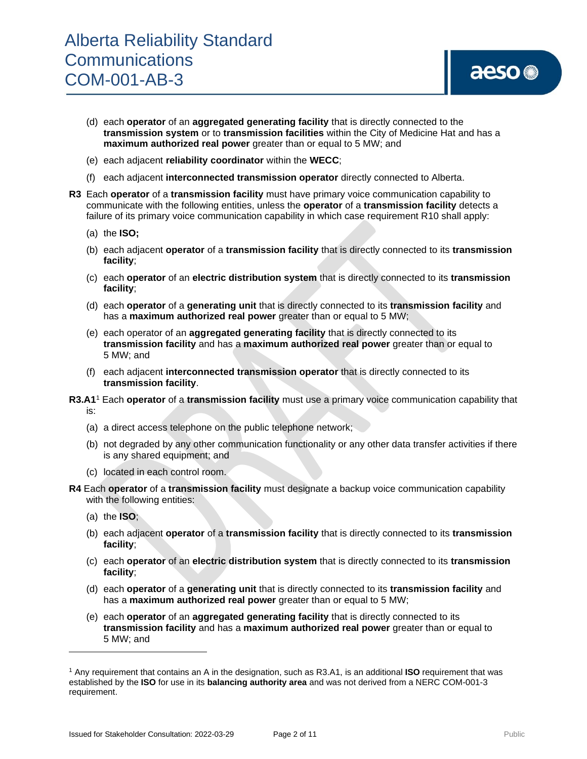(d) each **operator** of an **aggregated generating facility** that is directly connected to the **transmission system** or to **transmission facilities** within the City of Medicine Hat and has a **maximum authorized real power** greater than or equal to 5 MW; and

(e) each adjacent **reliability coordinator** within the **WECC**;

(f) each adjacent **interconnected transmission operator** directly connected to Alberta.

**R3** Each **operator** of a **transmission facility** must have primary voice communication capability to communicate with the following entities, unless the **operator** of a **transmission facility** detects a failure of its primary voice communication capability in which case requirement R10 shall apply:

(a) the **ISO;**

(b) each adjacent **operator** of a **transmission facility** that is directly connected to its **transmission facility**;

(c) each **operator** of an **electric distribution system** that is directly connected to its **transmission facility**;

(d) each **operator** of a **generating unit** that is directly connected to its **transmission facility** and has a **maximum authorized real power** greater than or equal to 5 MW;

(e) each operator of an **aggregated generating facility** that is directly connected to its **transmission facility** and has a **maximum authorized real power** greater than or equal to 5 MW; and

(f) each adjacent **interconnected transmission operator** that is directly connected to its **transmission facility**.

**R3.A1**[1] Each **operator** of a **transmission facility** must use a primary voice communication capability that is:

(a) a direct access telephone on the public telephone network;

(b) not degraded by any other communication functionality or any other data transfer activities if there is any shared equipment; and

(c) located in each control room.

**R4** Each **operator** of a **transmission facility** must designate a backup voice communication capability with the following entities:

(a) the **ISO**;

(b) each adjacent **operator** of a **transmission facility** that is directly connected to its **transmission facility**;

(c) each **operator** of an **electric distribution system** that is directly connected to its **transmission facility**;

(d) each **operator** of a **generating unit** that is directly connected to its **transmission facility** and has a **maximum authorized real power** greater than or equal to 5 MW;

(e) each **operator** of an **aggregated generating facility** that is directly connected to its **transmission facility** and has a **maximum authorized real power** greater than or equal to 5 MW; and

---

[1] Any requirement that contains an A in the designation, such as R3.A1, is an additional **ISO** requirement that was established by the **ISO** for use in its **balancing authority area** and was not derived from a NERC COM-001-3 requirement.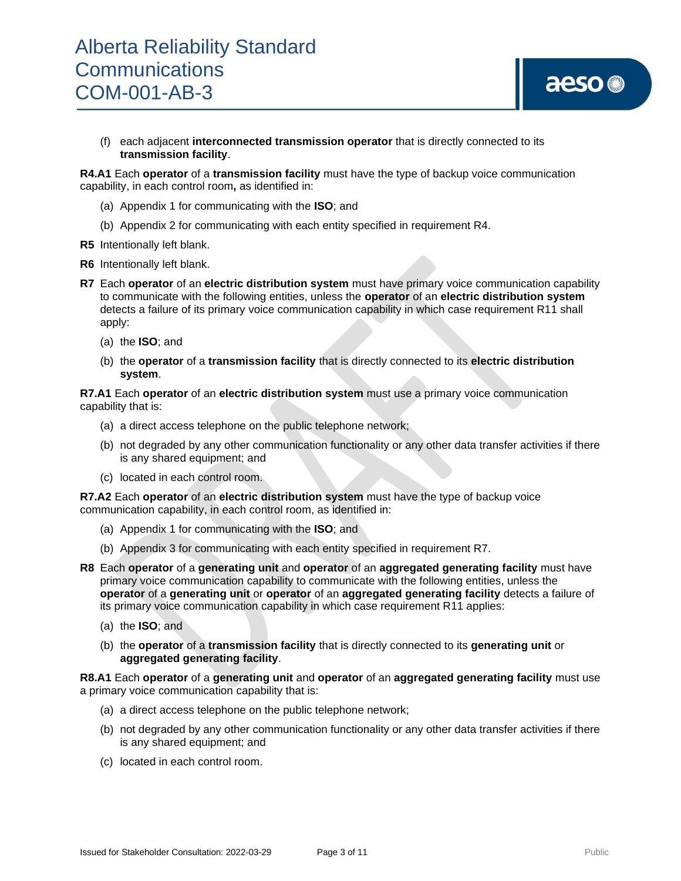(f) each adjacent **interconnected transmission operator** that is directly connected to its **transmission facility**.

**R4.A1** Each **operator** of a **transmission facility** must have the type of backup voice communication capability, in each control room**,** as identified in:

(a) Appendix 1 for communicating with the **ISO**; and

(b) Appendix 2 for communicating with each entity specified in requirement R4.

**R5** Intentionally left blank.

**R6** Intentionally left blank.

**R7** Each **operator** of an **electric distribution system** must have primary voice communication capability to communicate with the following entities, unless the **operator** of an **electric distribution system** detects a failure of its primary voice communication capability in which case requirement R11 shall apply:

(a) the **ISO**; and

(b) the **operator** of a **transmission facility** that is directly connected to its **electric distribution system**.

**R7.A1** Each **operator** of an **electric distribution system** must use a primary voice communication capability that is:

(a) a direct access telephone on the public telephone network;

(b) not degraded by any other communication functionality or any other data transfer activities if there is any shared equipment; and

(c) located in each control room.

**R7.A2** Each **operator** of an **electric distribution system** must have the type of backup voice communication capability, in each control room, as identified in:

(a) Appendix 1 for communicating with the **ISO**; and

(b) Appendix 3 for communicating with each entity specified in requirement R7.

**R8** Each **operator** of a **generating unit** and **operator** of an **aggregated generating facility** must have primary voice communication capability to communicate with the following entities, unless the **operator** of a **generating unit** or **operator** of an **aggregated generating facility** detects a failure of its primary voice communication capability in which case requirement R11 applies:

(a) the **ISO**; and

(b) the **operator** of a **transmission facility** that is directly connected to its **generating unit** or **aggregated generating facility**.

**R8.A1** Each **operator** of a **generating unit** and **operator** of an **aggregated generating facility** must use a primary voice communication capability that is:

(a) a direct access telephone on the public telephone network;

(b) not degraded by any other communication functionality or any other data transfer activities if there is any shared equipment; and

(c) located in each control room.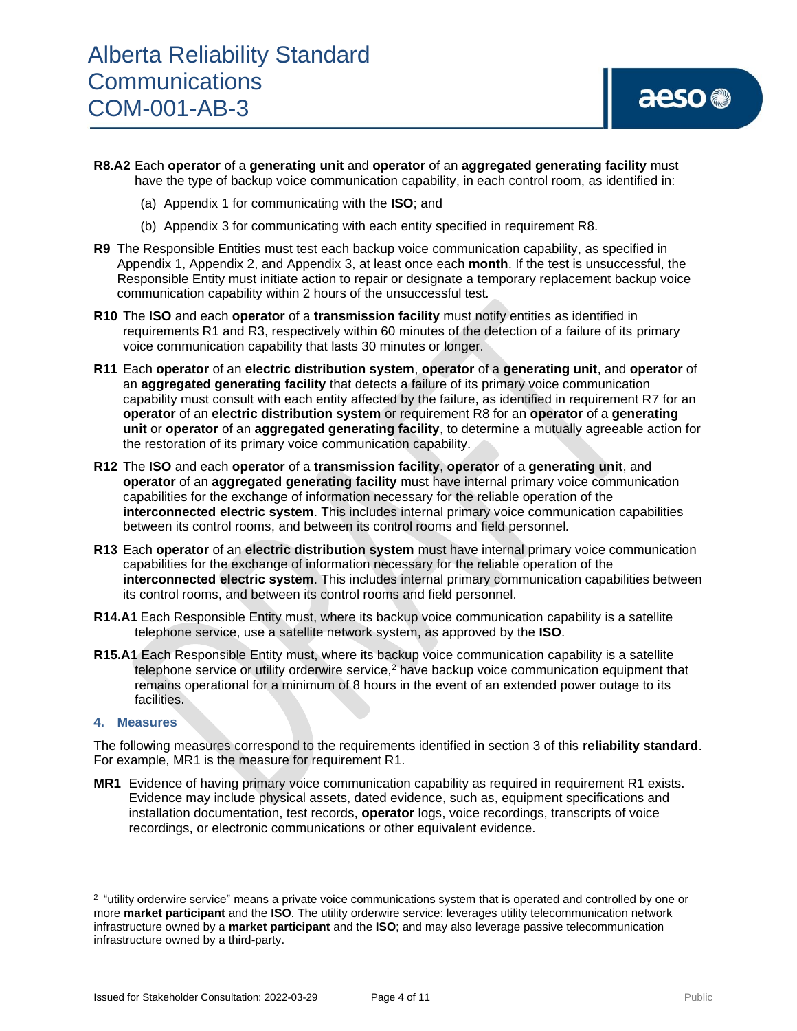**R8.A2** Each **operator** of a **generating unit** and **operator** of an **aggregated generating facility** must have the type of backup voice communication capability, in each control room, as identified in:

(a) Appendix 1 for communicating with the **ISO**; and

(b) Appendix 3 for communicating with each entity specified in requirement R8.

**R9** The Responsible Entities must test each backup voice communication capability, as specified in Appendix 1, Appendix 2, and Appendix 3, at least once each **month**. If the test is unsuccessful, the Responsible Entity must initiate action to repair or designate a temporary replacement backup voice communication capability within 2 hours of the unsuccessful test.

**R10** The **ISO** and each **operator** of a **transmission facility** must notify entities as identified in requirements R1 and R3, respectively within 60 minutes of the detection of a failure of its primary voice communication capability that lasts 30 minutes or longer.

**R11** Each **operator** of an **electric distribution system**, **operator** of a **generating unit**, and **operator** of an **aggregated generating facility** that detects a failure of its primary voice communication capability must consult with each entity affected by the failure, as identified in requirement R7 for an **operator** of an **electric distribution system** or requirement R8 for an **operator** of a **generating unit** or **operator** of an **aggregated generating facility**, to determine a mutually agreeable action for the restoration of its primary voice communication capability.

**R12** The **ISO** and each **operator** of a **transmission facility**, **operator** of a **generating unit**, and **operator** of an **aggregated generating facility** must have internal primary voice communication capabilities for the exchange of information necessary for the reliable operation of the **interconnected electric system**. This includes internal primary voice communication capabilities between its control rooms, and between its control rooms and field personnel.

**R13** Each **operator** of an **electric distribution system** must have internal primary voice communication capabilities for the exchange of information necessary for the reliable operation of the **interconnected electric system**. This includes internal primary communication capabilities between its control rooms, and between its control rooms and field personnel.

**R14.A1** Each Responsible Entity must, where its backup voice communication capability is a satellite telephone service, use a satellite network system, as approved by the **ISO**.

**R15.A1** Each Responsible Entity must, where its backup voice communication capability is a satellite telephone service or utility orderwire service,[2] have backup voice communication equipment that remains operational for a minimum of 8 hours in the event of an extended power outage to its facilities.

## 4. Measures

The following measures correspond to the requirements identified in section 3 of this **reliability standard**. For example, MR1 is the measure for requirement R1.

**MR1** Evidence of having primary voice communication capability as required in requirement R1 exists. Evidence may include physical assets, dated evidence, such as, equipment specifications and installation documentation, test records, **operator** logs, voice recordings, transcripts of voice recordings, or electronic communications or other equivalent evidence.

---

[2] "utility orderwire service" means a private voice communications system that is operated and controlled by one or more **market participant** and the **ISO**. The utility orderwire service: leverages utility telecommunication network infrastructure owned by a **market participant** and the **ISO**; and may also leverage passive telecommunication infrastructure owned by a third-party.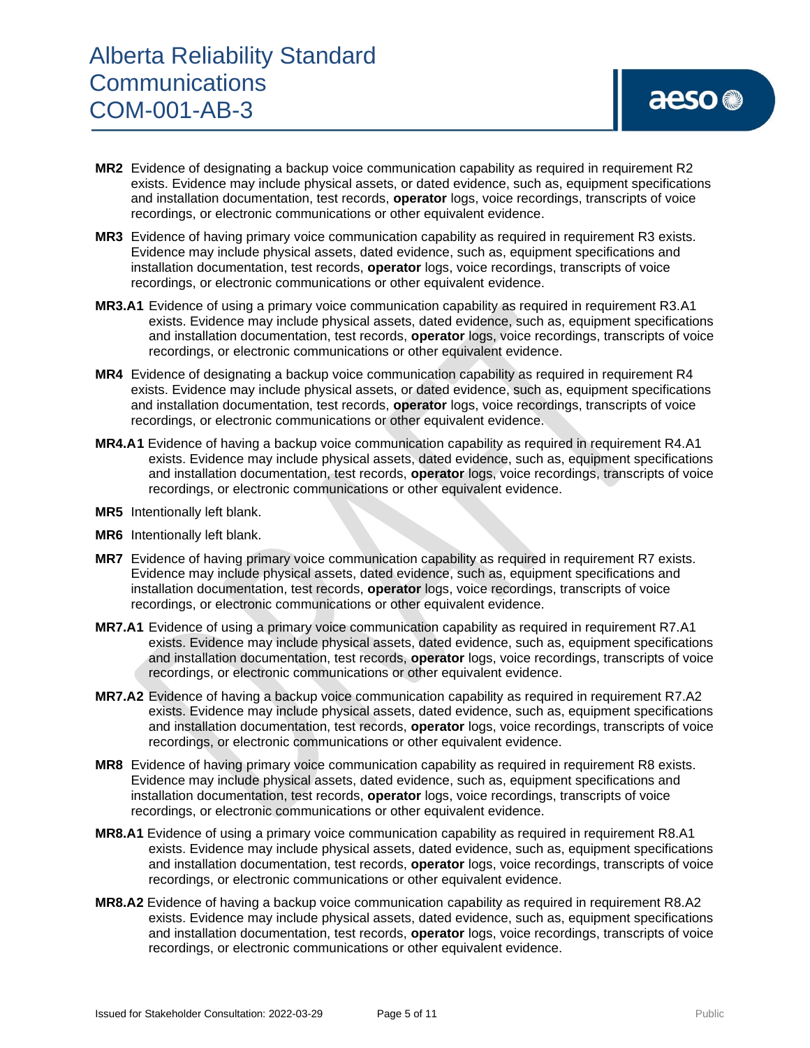**MR2** Evidence of designating a backup voice communication capability as required in requirement R2 exists. Evidence may include physical assets, or dated evidence, such as, equipment specifications and installation documentation, test records, **operator** logs, voice recordings, transcripts of voice recordings, or electronic communications or other equivalent evidence.

**MR3** Evidence of having primary voice communication capability as required in requirement R3 exists. Evidence may include physical assets, dated evidence, such as, equipment specifications and installation documentation, test records, **operator** logs, voice recordings, transcripts of voice recordings, or electronic communications or other equivalent evidence.

**MR3.A1** Evidence of using a primary voice communication capability as required in requirement R3.A1 exists. Evidence may include physical assets, dated evidence, such as, equipment specifications and installation documentation, test records, **operator** logs, voice recordings, transcripts of voice recordings, or electronic communications or other equivalent evidence.

**MR4** Evidence of designating a backup voice communication capability as required in requirement R4 exists. Evidence may include physical assets, or dated evidence, such as, equipment specifications and installation documentation, test records, **operator** logs, voice recordings, transcripts of voice recordings, or electronic communications or other equivalent evidence.

**MR4.A1** Evidence of having a backup voice communication capability as required in requirement R4.A1 exists. Evidence may include physical assets, dated evidence, such as, equipment specifications and installation documentation, test records, **operator** logs, voice recordings, transcripts of voice recordings, or electronic communications or other equivalent evidence.

**MR5** Intentionally left blank.

**MR6** Intentionally left blank.

**MR7** Evidence of having primary voice communication capability as required in requirement R7 exists. Evidence may include physical assets, dated evidence, such as, equipment specifications and installation documentation, test records, **operator** logs, voice recordings, transcripts of voice recordings, or electronic communications or other equivalent evidence.

**MR7.A1** Evidence of using a primary voice communication capability as required in requirement R7.A1 exists. Evidence may include physical assets, dated evidence, such as, equipment specifications and installation documentation, test records, **operator** logs, voice recordings, transcripts of voice recordings, or electronic communications or other equivalent evidence.

**MR7.A2** Evidence of having a backup voice communication capability as required in requirement R7.A2 exists. Evidence may include physical assets, dated evidence, such as, equipment specifications and installation documentation, test records, **operator** logs, voice recordings, transcripts of voice recordings, or electronic communications or other equivalent evidence.

**MR8** Evidence of having primary voice communication capability as required in requirement R8 exists. Evidence may include physical assets, dated evidence, such as, equipment specifications and installation documentation, test records, **operator** logs, voice recordings, transcripts of voice recordings, or electronic communications or other equivalent evidence.

**MR8.A1** Evidence of using a primary voice communication capability as required in requirement R8.A1 exists. Evidence may include physical assets, dated evidence, such as, equipment specifications and installation documentation, test records, **operator** logs, voice recordings, transcripts of voice recordings, or electronic communications or other equivalent evidence.

**MR8.A2** Evidence of having a backup voice communication capability as required in requirement R8.A2 exists. Evidence may include physical assets, dated evidence, such as, equipment specifications and installation documentation, test records, **operator** logs, voice recordings, transcripts of voice recordings, or electronic communications or other equivalent evidence.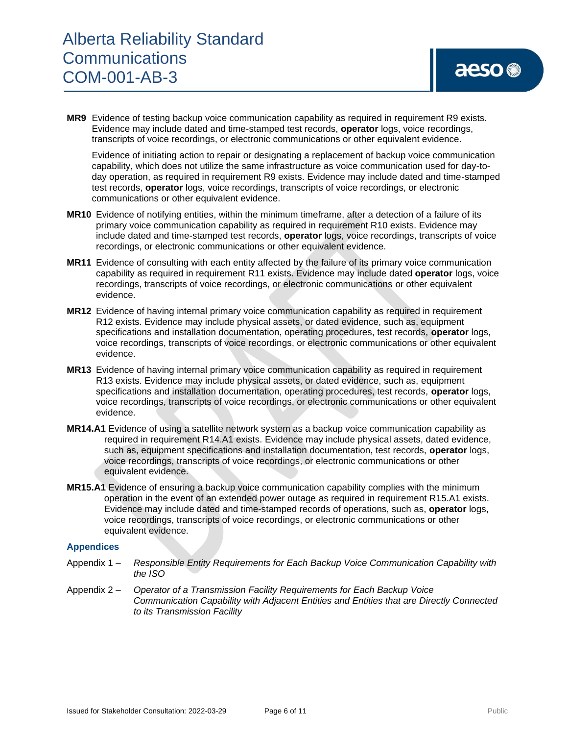**MR9** Evidence of testing backup voice communication capability as required in requirement R9 exists. Evidence may include dated and time-stamped test records, **operator** logs, voice recordings, transcripts of voice recordings, or electronic communications or other equivalent evidence.

Evidence of initiating action to repair or designating a replacement of backup voice communication capability, which does not utilize the same infrastructure as voice communication used for day-to-day operation, as required in requirement R9 exists. Evidence may include dated and time-stamped test records, **operator** logs, voice recordings, transcripts of voice recordings, or electronic communications or other equivalent evidence.

**MR10** Evidence of notifying entities, within the minimum timeframe, after a detection of a failure of its primary voice communication capability as required in requirement R10 exists. Evidence may include dated and time-stamped test records, **operator** logs, voice recordings, transcripts of voice recordings, or electronic communications or other equivalent evidence.

**MR11** Evidence of consulting with each entity affected by the failure of its primary voice communication capability as required in requirement R11 exists. Evidence may include dated **operator** logs, voice recordings, transcripts of voice recordings, or electronic communications or other equivalent evidence.

**MR12** Evidence of having internal primary voice communication capability as required in requirement R12 exists. Evidence may include physical assets, or dated evidence, such as, equipment specifications and installation documentation, operating procedures, test records, **operator** logs, voice recordings, transcripts of voice recordings, or electronic communications or other equivalent evidence.

**MR13** Evidence of having internal primary voice communication capability as required in requirement R13 exists. Evidence may include physical assets, or dated evidence, such as, equipment specifications and installation documentation, operating procedures, test records, **operator** logs, voice recordings, transcripts of voice recordings, or electronic communications or other equivalent evidence.

**MR14.A1** Evidence of using a satellite network system as a backup voice communication capability as required in requirement R14.A1 exists. Evidence may include physical assets, dated evidence, such as, equipment specifications and installation documentation, test records, **operator** logs, voice recordings, transcripts of voice recordings, or electronic communications or other equivalent evidence.

**MR15.A1** Evidence of ensuring a backup voice communication capability complies with the minimum operation in the event of an extended power outage as required in requirement R15.A1 exists. Evidence may include dated and time-stamped records of operations, such as, **operator** logs, voice recordings, transcripts of voice recordings, or electronic communications or other equivalent evidence.

## Appendices

Appendix 1 – *Responsible Entity Requirements for Each Backup Voice Communication Capability with the ISO*

Appendix 2 – *Operator of a Transmission Facility Requirements for Each Backup Voice Communication Capability with Adjacent Entities and Entities that are Directly Connected to its Transmission Facility*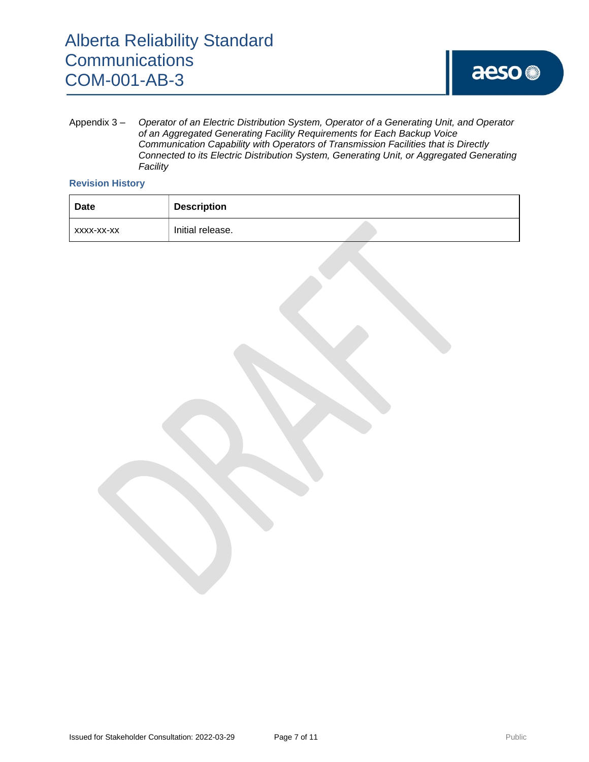Appendix 3 – *Operator of an Electric Distribution System, Operator of a Generating Unit, and Operator of an Aggregated Generating Facility Requirements for Each Backup Voice Communication Capability with Operators of Transmission Facilities that is Directly Connected to its Electric Distribution System, Generating Unit, or Aggregated Generating Facility*

### Revision History

| Date | Description |
| --- | --- |
| xxxx-xx-xx | Initial release. |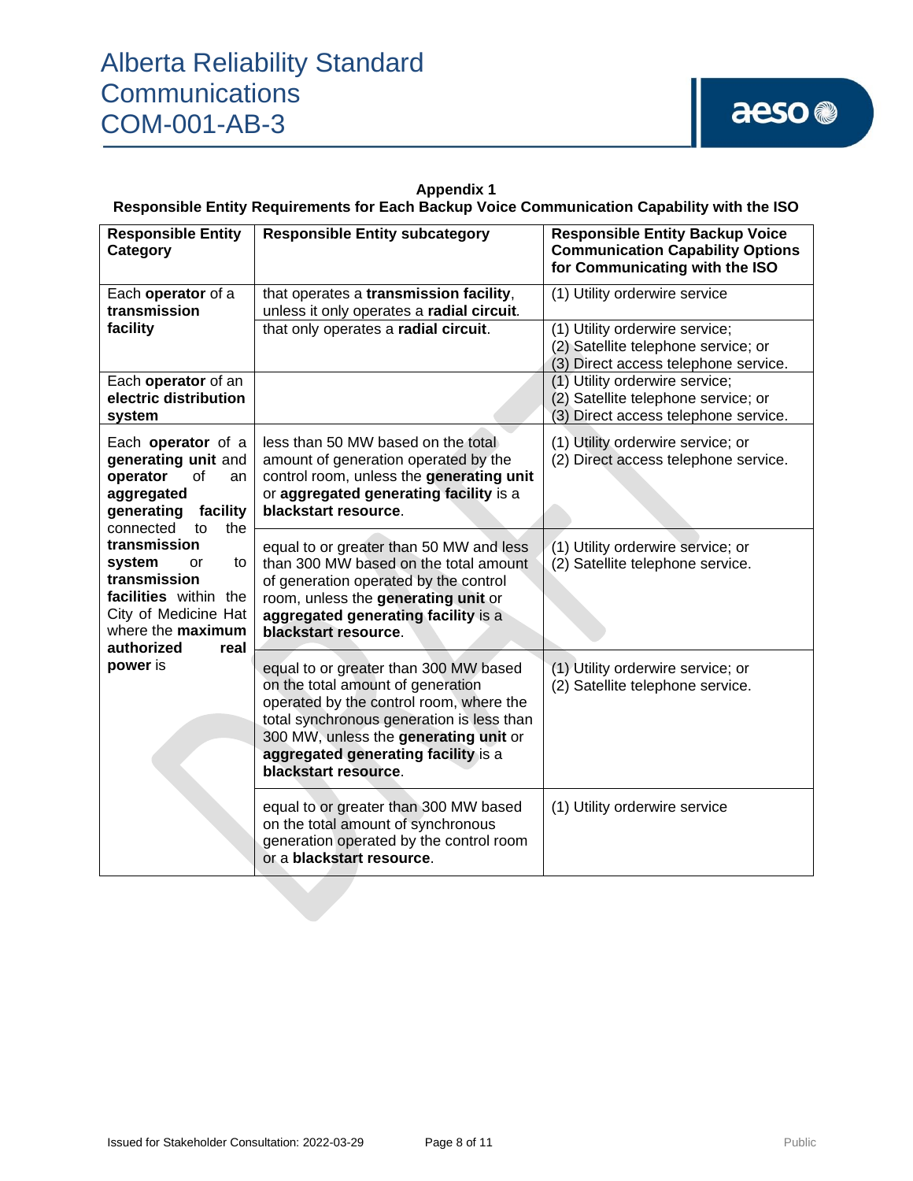**Appendix 1**
**Responsible Entity Requirements for Each Backup Voice Communication Capability with the ISO**

| Responsible Entity Category | Responsible Entity subcategory | Responsible Entity Backup Voice Communication Capability Options for Communicating with the ISO |
|---|---|---|
| Each **operator** of a **transmission facility** | that operates a **transmission facility**, unless it only operates a **radial circuit**. | (1) Utility orderwire service |
| | that only operates a **radial circuit**. | (1) Utility orderwire service;<br>(2) Satellite telephone service; or<br>(3) Direct access telephone service. |
| Each **operator** of an **electric distribution system** | | (1) Utility orderwire service;<br>(2) Satellite telephone service; or<br>(3) Direct access telephone service. |
| Each **operator** of a **generating unit** and **operator** of an **aggregated generating facility** connected to the **transmission system** or to **transmission facilities** within the City of Medicine Hat where the **maximum authorized real power** is | less than 50 MW based on the total amount of generation operated by the control room, unless the **generating unit** or **aggregated generating facility** is a **blackstart resource**. | (1) Utility orderwire service; or<br>(2) Direct access telephone service. |
| | equal to or greater than 50 MW and less than 300 MW based on the total amount of generation operated by the control room, unless the **generating unit** or **aggregated generating facility** is a **blackstart resource**. | (1) Utility orderwire service; or<br>(2) Satellite telephone service. |
| | equal to or greater than 300 MW based on the total amount of generation operated by the control room, where the total synchronous generation is less than 300 MW, unless the **generating unit** or **aggregated generating facility** is a **blackstart resource**. | (1) Utility orderwire service; or<br>(2) Satellite telephone service. |
| | equal to or greater than 300 MW based on the total amount of synchronous generation operated by the control room or a **blackstart resource**. | (1) Utility orderwire service |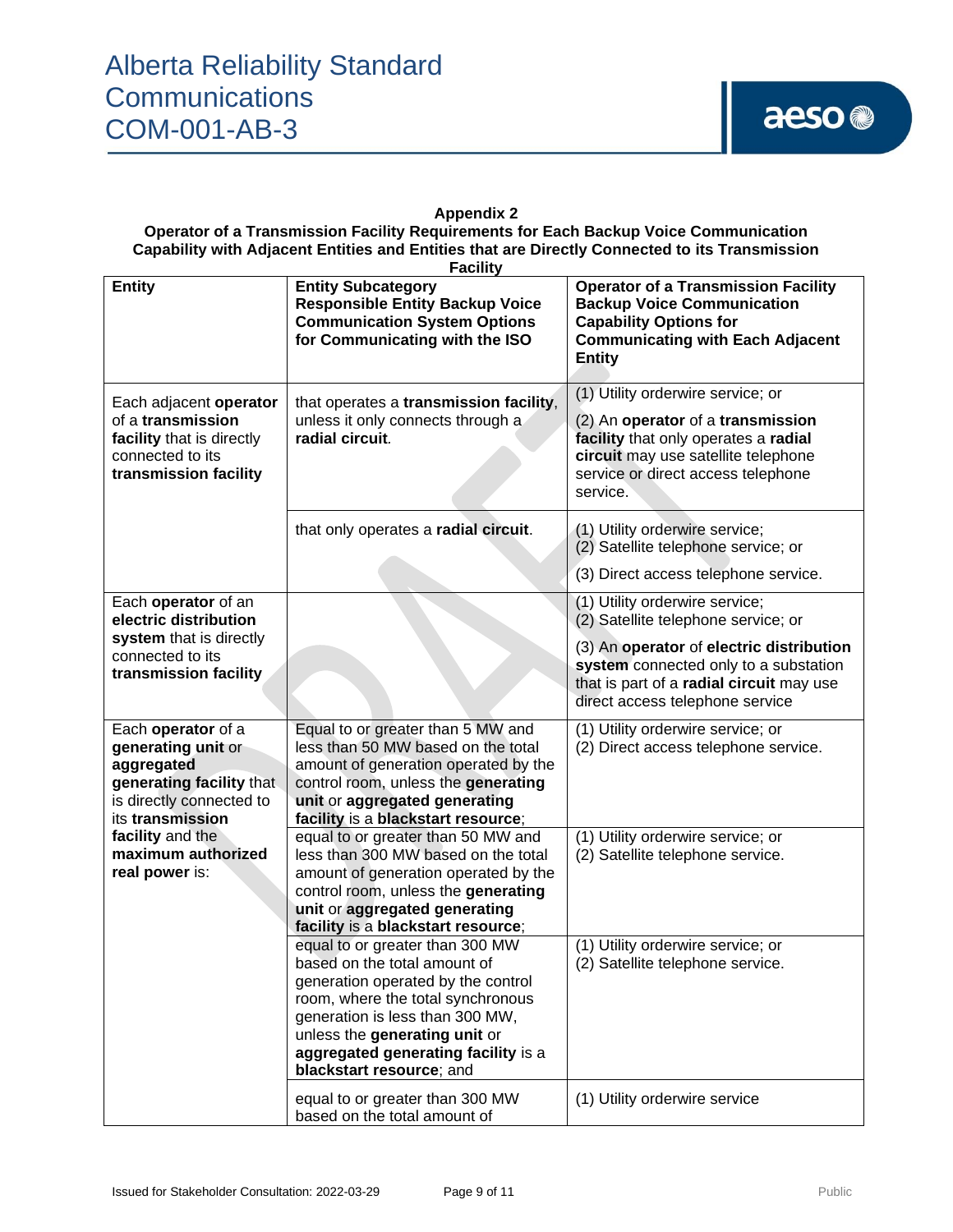**Appendix 2**

**Operator of a Transmission Facility Requirements for Each Backup Voice Communication Capability with Adjacent Entities and Entities that are Directly Connected to its Transmission Facility**

| Entity | Entity Subcategory Responsible Entity Backup Voice Communication System Options for Communicating with the ISO | Operator of a Transmission Facility Backup Voice Communication Capability Options for Communicating with Each Adjacent Entity |
|---|---|---|
| Each adjacent **operator** of a **transmission facility** that is directly connected to its **transmission facility** | that operates a **transmission facility**, unless it only connects through a **radial circuit**. | (1) Utility orderwire service; or (2) An **operator** of a **transmission facility** that only operates a **radial circuit** may use satellite telephone service or direct access telephone service. |
| | that only operates a **radial circuit**. | (1) Utility orderwire service; (2) Satellite telephone service; or (3) Direct access telephone service. |
| Each **operator** of an **electric distribution system** that is directly connected to its **transmission facility** | | (1) Utility orderwire service; (2) Satellite telephone service; or (3) An **operator** of **electric distribution system** connected only to a substation that is part of a **radial circuit** may use direct access telephone service |
| Each **operator** of a **generating unit** or **aggregated generating facility** that is directly connected to its **transmission facility** and the **maximum authorized real power** is: | Equal to or greater than 5 MW and less than 50 MW based on the total amount of generation operated by the control room, unless the **generating unit** or **aggregated generating facility** is a **blackstart resource**; | (1) Utility orderwire service; or (2) Direct access telephone service. |
| | equal to or greater than 50 MW and less than 300 MW based on the total amount of generation operated by the control room, unless the **generating unit** or **aggregated generating facility** is a **blackstart resource**; | (1) Utility orderwire service; or (2) Satellite telephone service. |
| | equal to or greater than 300 MW based on the total amount of generation operated by the control room, where the total synchronous generation is less than 300 MW, unless the **generating unit** or **aggregated generating facility** is a **blackstart resource**; and | (1) Utility orderwire service; or (2) Satellite telephone service. |
| | equal to or greater than 300 MW based on the total amount of | (1) Utility orderwire service |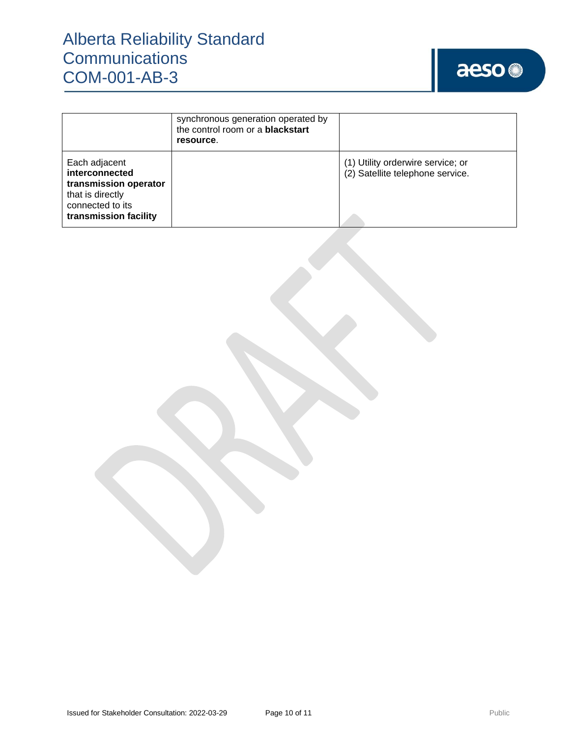| | | |
|---|---|---|
| | synchronous generation operated by the control room or a **blackstart resource**. | |
| Each adjacent **interconnected transmission operator** that is directly connected to its **transmission facility** | | (1) Utility orderwire service; or<br>(2) Satellite telephone service. |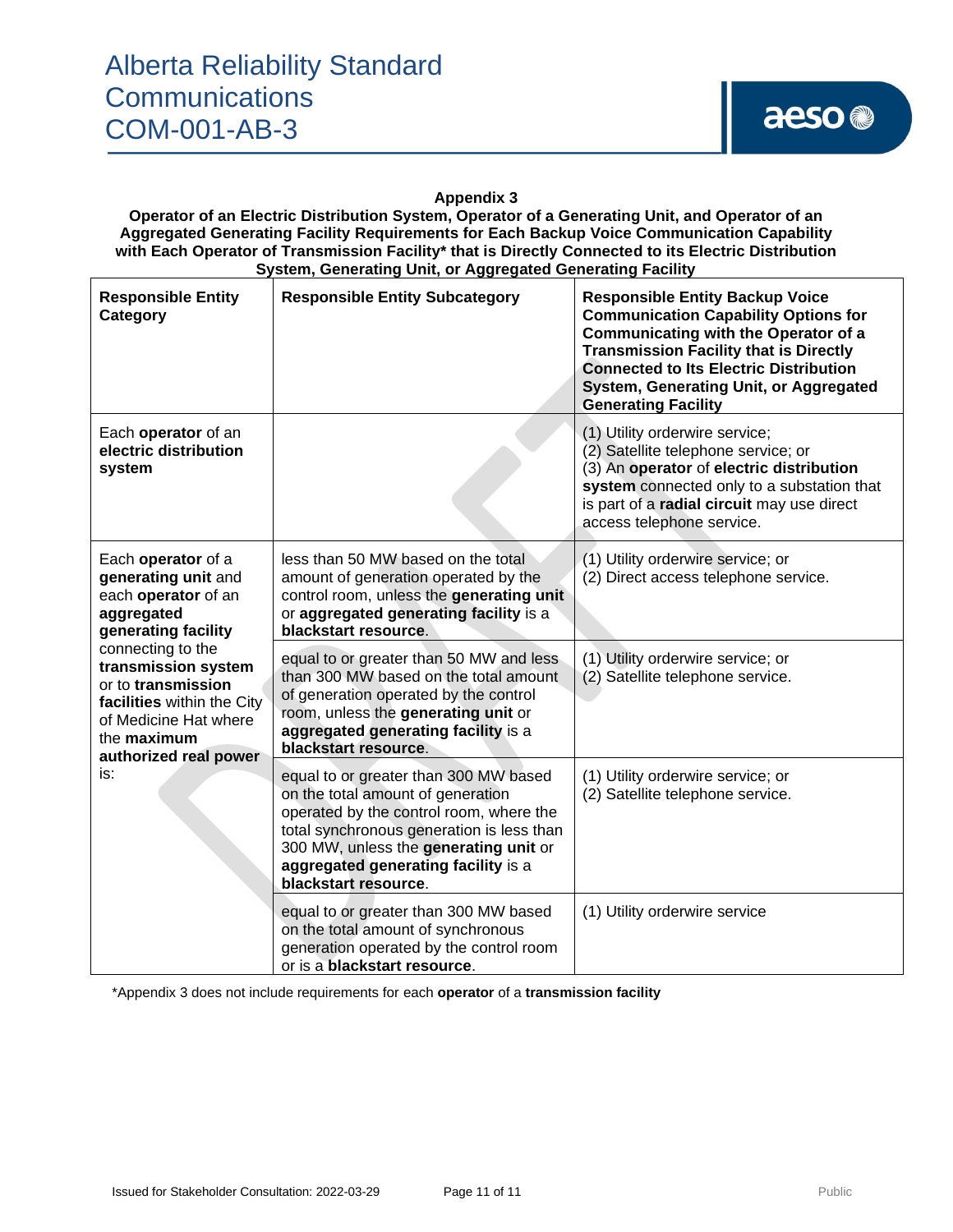**Appendix 3**

**Operator of an Electric Distribution System, Operator of a Generating Unit, and Operator of an Aggregated Generating Facility Requirements for Each Backup Voice Communication Capability with Each Operator of Transmission Facility* that is Directly Connected to its Electric Distribution System, Generating Unit, or Aggregated Generating Facility**

| Responsible Entity Category | Responsible Entity Subcategory | Responsible Entity Backup Voice Communication Capability Options for Communicating with the Operator of a Transmission Facility that is Directly Connected to Its Electric Distribution System, Generating Unit, or Aggregated Generating Facility |
|---|---|---|
| Each **operator** of an **electric distribution system** | | (1) Utility orderwire service;<br>(2) Satellite telephone service; or<br>(3) An **operator** of **electric distribution system** connected only to a substation that is part of a **radial circuit** may use direct access telephone service. |
| Each **operator** of a **generating unit** and each **operator** of an **aggregated generating facility** connecting to the **transmission system** or to **transmission facilities** within the City of Medicine Hat where the **maximum authorized real power** is: | less than 50 MW based on the total amount of generation operated by the control room, unless the **generating unit** or **aggregated generating facility** is a **blackstart resource**. | (1) Utility orderwire service; or<br>(2) Direct access telephone service. |
| | equal to or greater than 50 MW and less than 300 MW based on the total amount of generation operated by the control room, unless the **generating unit** or **aggregated generating facility** is a **blackstart resource**. | (1) Utility orderwire service; or<br>(2) Satellite telephone service. |
| | equal to or greater than 300 MW based on the total amount of generation operated by the control room, where the total synchronous generation is less than 300 MW, unless the **generating unit** or **aggregated generating facility** is a **blackstart resource**. | (1) Utility orderwire service; or<br>(2) Satellite telephone service. |
| | equal to or greater than 300 MW based on the total amount of synchronous generation operated by the control room or is a **blackstart resource**. | (1) Utility orderwire service |

*Appendix 3 does not include requirements for each **operator** of a **transmission facility**